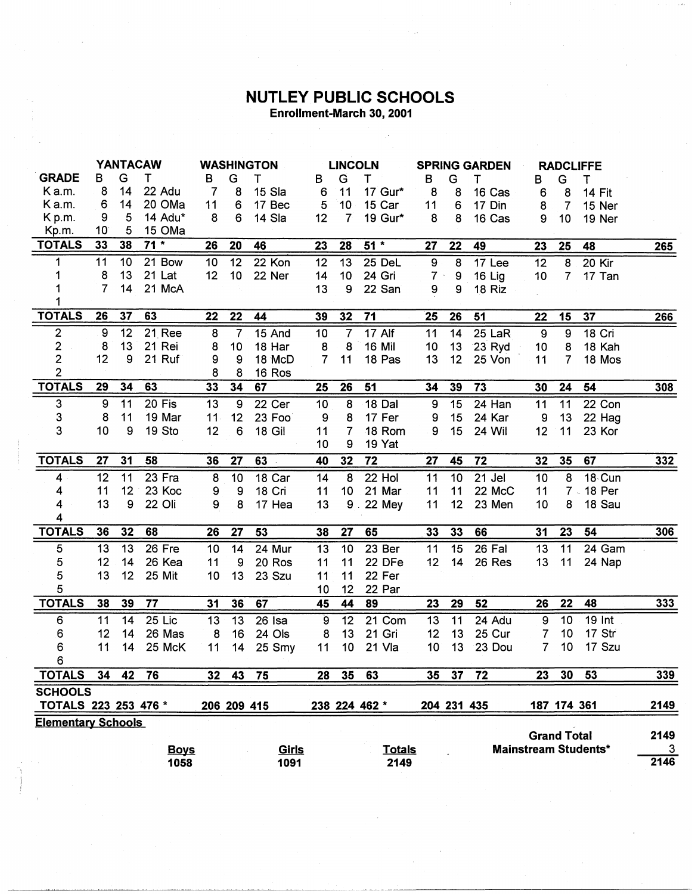# NUTLEY PUBLIC SCHOOLS

**Enrollment-March 30, 2001**

| GRADE | YANTACAW B | G | T | | WASHINGTON B | G | T | | LINCOLN B | G | T | | SPRING GARDEN B | G | T | | RADCLIFFE B | G | T | | |
|---|---|---|---|---|---|---|---|---|---|---|---|---|---|---|---|---|---|---|---|---|---|
| K a.m. | 8 | 14 | 22 | Adu | 7 | 8 | 15 | Sla | 6 | 11 | 17 | Gur* | 8 | 8 | 16 | Cas | 6 | 8 | 14 | Fit | |
| K a.m. | 6 | 14 | 20 | OMa | 11 | 6 | 17 | Bec | 5 | 10 | 15 | Car | 11 | 6 | 17 | Din | 8 | 7 | 15 | Ner | |
| K p.m. | 9 | 5 | 14 | Adu* | 8 | 6 | 14 | Sla | 12 | 7 | 19 | Gur* | 8 | 8 | 16 | Cas | 9 | 10 | 19 | Ner | |
| Kp.m. | 10 | 5 | 15 | OMa | | | | | | | | | | | | | | | | | |
| **TOTALS** | **33** | **38** | **71 *** | | **26** | **20** | **46** | | **23** | **28** | **51 *** | | **27** | **22** | **49** | | **23** | **25** | **48** | | **265** |
| 1 | 11 | 10 | 21 | Bow | 10 | 12 | 22 | Kon | 12 | 13 | 25 | DeL | 9 | 8 | 17 | Lee | 12 | 8 | 20 | Kir | |
| 1 | 8 | 13 | 21 | Lat | 12 | 10 | 22 | Ner | 14 | 10 | 24 | Gri | 7 | 9 | 16 | Lig | 10 | 7 | 17 | Tan | |
| 1 | 7 | 14 | 21 | McA | | | | | 13 | 9 | 22 | San | 9 | 9 | 18 | Riz | | | | | |
| 1 | | | | | | | | | | | | | | | | | | | | | |
| **TOTALS** | **26** | **37** | **63** | | **22** | **22** | **44** | | **39** | **32** | **71** | | **25** | **26** | **51** | | **22** | **15** | **37** | | **266** |
| 2 | 9 | 12 | 21 | Ree | 8 | 7 | 15 | And | 10 | 7 | 17 | Alf | 11 | 14 | 25 | LaR | 9 | 9 | 18 | Cri | |
| 2 | 8 | 13 | 21 | Rei | 8 | 10 | 18 | Har | 8 | 8 | 16 | Mil | 10 | 13 | 23 | Ryd | 10 | 8 | 18 | Kah | |
| 2 | 12 | 9 | 21 | Ruf | 9 | 9 | 18 | McD | 7 | 11 | 18 | Pas | 13 | 12 | 25 | Von | 11 | 7 | 18 | Mos | |
| 2 | | | | | 8 | 8 | 16 | Ros | | | | | | | | | | | | | |
| **TOTALS** | **29** | **34** | **63** | | **33** | **34** | **67** | | **25** | **26** | **51** | | **34** | **39** | **73** | | **30** | **24** | **54** | | **308** |
| 3 | 9 | 11 | 20 | Fis | 13 | 9 | 22 | Cer | 10 | 8 | 18 | Dal | 9 | 15 | 24 | Han | 11 | 11 | 22 | Con | |
| 3 | 8 | 11 | 19 | Mar | 11 | 12 | 23 | Foo | 9 | 8 | 17 | Fer | 9 | 15 | 24 | Kar | 9 | 13 | 22 | Hag | |
| 3 | 10 | 9 | 19 | Sto | 12 | 6 | 18 | Gil | 11 | 7 | 18 | Rom | 9 | 15 | 24 | Wil | 12 | 11 | 23 | Kor | |
| | | | | | | | | | 10 | 9 | 19 | Yat | | | | | | | | | |
| **TOTALS** | **27** | **31** | **58** | | **36** | **27** | **63** | | **40** | **32** | **72** | | **27** | **45** | **72** | | **32** | **35** | **67** | | **332** |
| 4 | 12 | 11 | 23 | Fra | 8 | 10 | 18 | Car | 14 | 8 | 22 | Hol | 11 | 10 | 21 | Jel | 10 | 8 | 18 | Cun | |
| 4 | 11 | 12 | 23 | Koc | 9 | 9 | 18 | Cri | 11 | 10 | 21 | Mar | 11 | 11 | 22 | McC | 11 | 7 | 18 | Per | |
| 4 | 13 | 9 | 22 | Oli | 9 | 8 | 17 | Hea | 13 | 9 | 22 | Mey | 11 | 12 | 23 | Men | 10 | 8 | 18 | Sau | |
| 4 | | | | | | | | | | | | | | | | | | | | | |
| **TOTALS** | **36** | **32** | **68** | | **26** | **27** | **53** | | **38** | **27** | **65** | | **33** | **33** | **66** | | **31** | **23** | **54** | | **306** |
| 5 | 13 | 13 | 26 | Fre | 10 | 14 | 24 | Mur | 13 | 10 | 23 | Ber | 11 | 15 | 26 | Fal | 13 | 11 | 24 | Gam | |
| 5 | 12 | 14 | 26 | Kea | 11 | 9 | 20 | Ros | 11 | 11 | 22 | DFe | 12 | 14 | 26 | Res | 13 | 11 | 24 | Nap | |
| 5 | 13 | 12 | 25 | Mit | 10 | 13 | 23 | Szu | 11 | 11 | 22 | Fer | | | | | | | | | |
| 5 | | | | | | | | | 10 | 12 | 22 | Par | | | | | | | | | |
| **TOTALS** | **38** | **39** | **77** | | **31** | **36** | **67** | | **45** | **44** | **89** | | **23** | **29** | **52** | | **26** | **22** | **48** | | **333** |
| 6 | 11 | 14 | 25 | Lic | 13 | 13 | 26 | Isa | 9 | 12 | 21 | Com | 13 | 11 | 24 | Adu | 9 | 10 | 19 | Int | |
| 6 | 12 | 14 | 26 | Mas | 8 | 16 | 24 | Ols | 8 | 13 | 21 | Gri | 12 | 13 | 25 | Cur | 7 | 10 | 17 | Str | |
| 6 | 11 | 14 | 25 | McK | 11 | 14 | 25 | Smy | 11 | 10 | 21 | Vla | 10 | 13 | 23 | Dou | 7 | 10 | 17 | Szu | |
| 6 | | | | | | | | | | | | | | | | | | | | | |
| **TOTALS** | **34** | **42** | **76** | | **32** | **43** | **75** | | **28** | **35** | **63** | | **35** | **37** | **72** | | **23** | **30** | **53** | | **339** |
| **SCHOOLS TOTALS** | **223** | **253** | **476 *** | | **206** | **209** | **415** | | **238** | **224** | **462 *** | | **204** | **231** | **435** | | **187** | **174** | **361** | | **2149** |

**Elementary Schools**

| Boys | Girls | Totals |
|---|---|---|
| 1058 | 1091 | 2149 |

| | |
|---|---|
| **Grand Total** | **2149** |
| **Mainstream Students*** | **3** |
| | **2146** |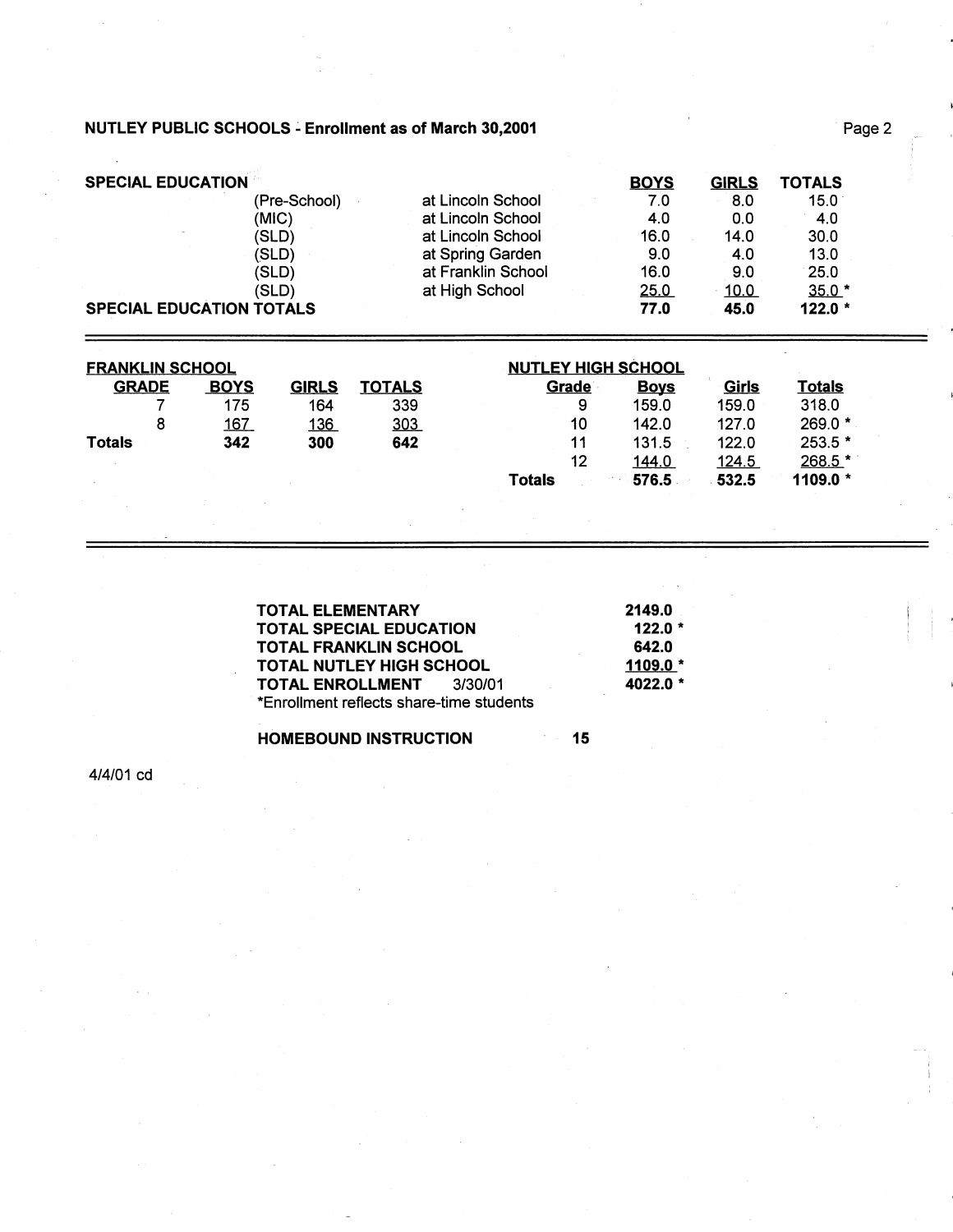**NUTLEY PUBLIC SCHOOLS - Enrollment as of March 30,2001**

| SPECIAL EDUCATION | | | BOYS | GIRLS | TOTALS |
|---|---|---|---|---|---|
| | (Pre-School) | at Lincoln School | 7.0 | 8.0 | 15.0 |
| | (MIC) | at Lincoln School | 4.0 | 0.0 | 4.0 |
| | (SLD) | at Lincoln School | 16.0 | 14.0 | 30.0 |
| | (SLD) | at Spring Garden | 9.0 | 4.0 | 13.0 |
| | (SLD) | at Franklin School | 16.0 | 9.0 | 25.0 |
| | (SLD) | at High School | 25.0 | 10.0 | 35.0 * |
| **SPECIAL EDUCATION TOTALS** | | | **77.0** | **45.0** | **122.0 *** |

**FRANKLIN SCHOOL**

| GRADE | BOYS | GIRLS | TOTALS |
|---|---|---|---|
| 7 | 175 | 164 | 339 |
| 8 | 167 | 136 | 303 |
| **Totals** | **342** | **300** | **642** |

**NUTLEY HIGH SCHOOL**

| Grade | Boys | Girls | Totals |
|---|---|---|---|
| 9 | 159.0 | 159.0 | 318.0 |
| 10 | 142.0 | 127.0 | 269.0 * |
| 11 | 131.5 | 122.0 | 253.5 * |
| 12 | 144.0 | 124.5 | 268.5 * |
| **Totals** | **576.5** | **532.5** | **1109.0 *** |

| | |
|---|---|
| **TOTAL ELEMENTARY** | **2149.0** |
| **TOTAL SPECIAL EDUCATION** | **122.0 *** |
| **TOTAL FRANKLIN SCHOOL** | **642.0** |
| **TOTAL NUTLEY HIGH SCHOOL** | **1109.0 *** |
| **TOTAL ENROLLMENT** 3/30/01 | **4022.0 *** |

*Enrollment reflects share-time students

**HOMEBOUND INSTRUCTION** **15**

4/4/01 cd